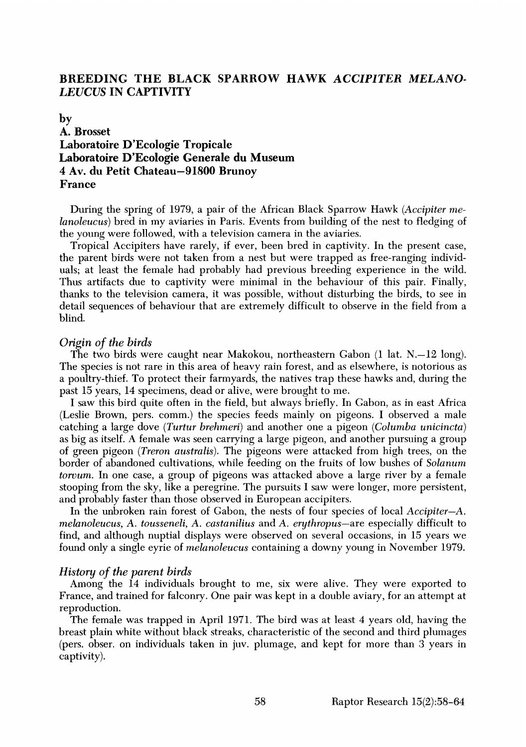# BREEDING THE BLACK SPARROW HAWK *ACCIPITER MELANOLEUCUS* IN CAPTIVITY

by

**A. Brosset**
**Laboratoire D'Ecologie Tropicale**
**Laboratoire D'Ecologie Generale du Museum**
**4 Av. du Petit Chateau—91800 Brunoy**
**France**

During the spring of 1979, a pair of the African Black Sparrow Hawk (*Accipiter melanoleucus*) bred in my aviaries in Paris. Events from building of the nest to fledging of the young were followed, with a television camera in the aviaries.

Tropical Accipiters have rarely, if ever, been bred in captivity. In the present case, the parent birds were not taken from a nest but were trapped as free-ranging individuals; at least the female had probably had previous breeding experience in the wild. Thus artifacts due to captivity were minimal in the behaviour of this pair. Finally, thanks to the television camera, it was possible, without disturbing the birds, to see in detail sequences of behaviour that are extremely difficult to observe in the field from a blind.

## *Origin of the birds*

The two birds were caught near Makokou, northeastern Gabon (1 lat. N.—12 long). The species is not rare in this area of heavy rain forest, and as elsewhere, is notorious as a poultry-thief. To protect their farmyards, the natives trap these hawks and, during the past 15 years, 14 specimens, dead or alive, were brought to me.

I saw this bird quite often in the field, but always briefly. In Gabon, as in east Africa (Leslie Brown, pers. comm.) the species feeds mainly on pigeons. I observed a male catching a large dove (*Turtur brehmeri*) and another one a pigeon (*Columba unicincta*) as big as itself. A female was seen carrying a large pigeon, and another pursuing a group of green pigeon (*Treron australis*). The pigeons were attacked from high trees, on the border of abandoned cultivations, while feeding on the fruits of low bushes of *Solanum torvum*. In one case, a group of pigeons was attacked above a large river by a female stooping from the sky, like a peregrine. The pursuits I saw were longer, more persistent, and probably faster than those observed in European accipiters.

In the unbroken rain forest of Gabon, the nests of four species of local *Accipiter*—*A. melanoleucus, A. tousseneli, A. castanilius* and *A. erythropus*—are especially difficult to find, and although nuptial displays were observed on several occasions, in 15 years we found only a single eyrie of *melanoleucus* containing a downy young in November 1979.

## *History of the parent birds*

Among the 14 individuals brought to me, six were alive. They were exported to France, and trained for falconry. One pair was kept in a double aviary, for an attempt at reproduction.

The female was trapped in April 1971. The bird was at least 4 years old, having the breast plain white without black streaks, characteristic of the second and third plumages (pers. obser. on individuals taken in juv. plumage, and kept for more than 3 years in captivity).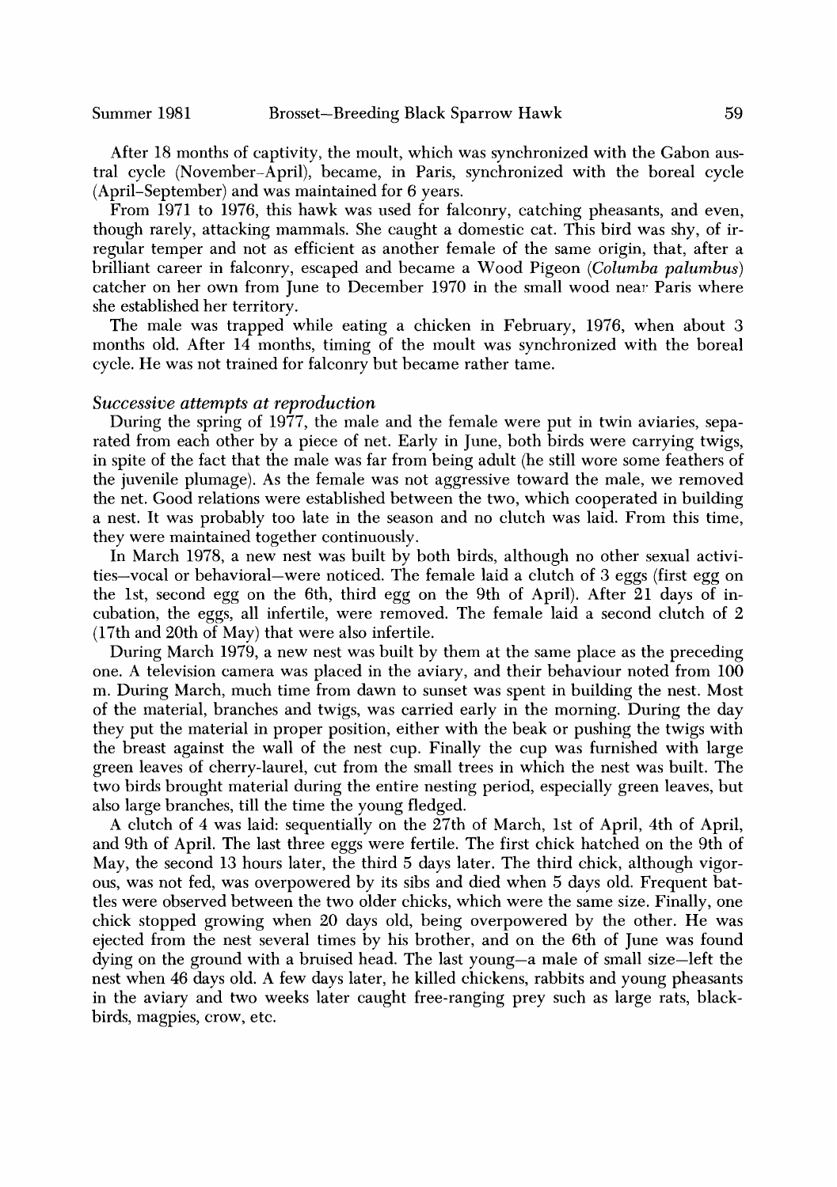After 18 months of captivity, the moult, which was synchronized with the Gabon austral cycle (November–April), became, in Paris, synchronized with the boreal cycle (April–September) and was maintained for 6 years.

From 1971 to 1976, this hawk was used for falconry, catching pheasants, and even, though rarely, attacking mammals. She caught a domestic cat. This bird was shy, of irregular temper and not as efficient as another female of the same origin, that, after a brilliant career in falconry, escaped and became a Wood Pigeon (*Columba palumbus*) catcher on her own from June to December 1970 in the small wood near Paris where she established her territory.

The male was trapped while eating a chicken in February, 1976, when about 3 months old. After 14 months, timing of the moult was synchronized with the boreal cycle. He was not trained for falconry but became rather tame.

### *Successive attempts at reproduction*

During the spring of 1977, the male and the female were put in twin aviaries, separated from each other by a piece of net. Early in June, both birds were carrying twigs, in spite of the fact that the male was far from being adult (he still wore some feathers of the juvenile plumage). As the female was not aggressive toward the male, we removed the net. Good relations were established between the two, which cooperated in building a nest. It was probably too late in the season and no clutch was laid. From this time, they were maintained together continuously.

In March 1978, a new nest was built by both birds, although no other sexual activities—vocal or behavioral—were noticed. The female laid a clutch of 3 eggs (first egg on the 1st, second egg on the 6th, third egg on the 9th of April). After 21 days of incubation, the eggs, all infertile, were removed. The female laid a second clutch of 2 (17th and 20th of May) that were also infertile.

During March 1979, a new nest was built by them at the same place as the preceding one. A television camera was placed in the aviary, and their behaviour noted from 100 m. During March, much time from dawn to sunset was spent in building the nest. Most of the material, branches and twigs, was carried early in the morning. During the day they put the material in proper position, either with the beak or pushing the twigs with the breast against the wall of the nest cup. Finally the cup was furnished with large green leaves of cherry-laurel, cut from the small trees in which the nest was built. The two birds brought material during the entire nesting period, especially green leaves, but also large branches, till the time the young fledged.

A clutch of 4 was laid: sequentially on the 27th of March, 1st of April, 4th of April, and 9th of April. The last three eggs were fertile. The first chick hatched on the 9th of May, the second 13 hours later, the third 5 days later. The third chick, although vigorous, was not fed, was overpowered by its sibs and died when 5 days old. Frequent battles were observed between the two older chicks, which were the same size. Finally, one chick stopped growing when 20 days old, being overpowered by the other. He was ejected from the nest several times by his brother, and on the 6th of June was found dying on the ground with a bruised head. The last young—a male of small size—left the nest when 46 days old. A few days later, he killed chickens, rabbits and young pheasants in the aviary and two weeks later caught free-ranging prey such as large rats, blackbirds, magpies, crow, etc.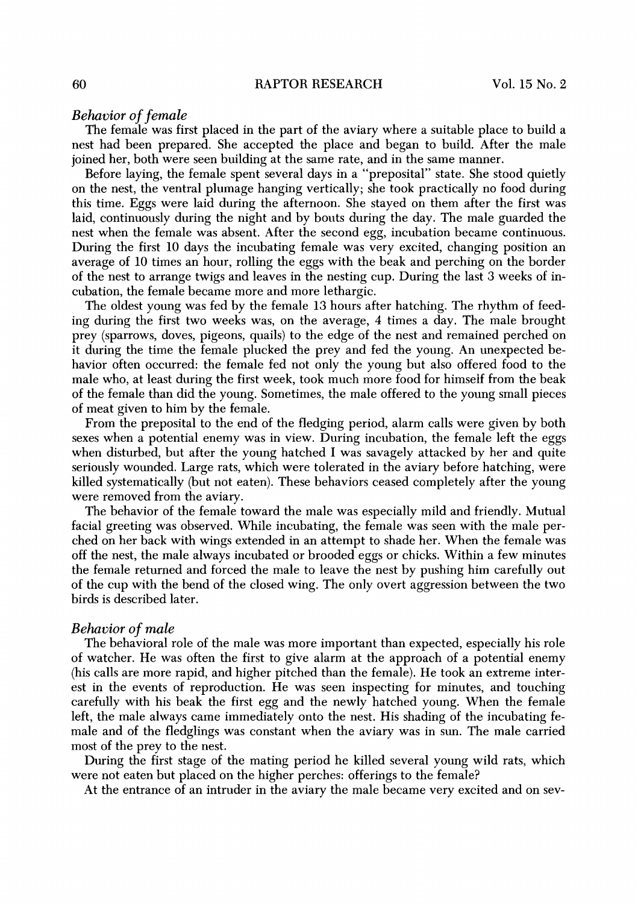### *Behavior of female*

The female was first placed in the part of the aviary where a suitable place to build a nest had been prepared. She accepted the place and began to build. After the male joined her, both were seen building at the same rate, and in the same manner.

Before laying, the female spent several days in a "prepositał" state. She stood quietly on the nest, the ventral plumage hanging vertically; she took practically no food during this time. Eggs were laid during the afternoon. She stayed on them after the first was laid, continuously during the night and by bouts during the day. The male guarded the nest when the female was absent. After the second egg, incubation became continuous. During the first 10 days the incubating female was very excited, changing position an average of 10 times an hour, rolling the eggs with the beak and perching on the border of the nest to arrange twigs and leaves in the nesting cup. During the last 3 weeks of incubation, the female became more and more lethargic.

The oldest young was fed by the female 13 hours after hatching. The rhythm of feeding during the first two weeks was, on the average, 4 times a day. The male brought prey (sparrows, doves, pigeons, quails) to the edge of the nest and remained perched on it during the time the female plucked the prey and fed the young. An unexpected behavior often occurred: the female fed not only the young but also offered food to the male who, at least during the first week, took much more food for himself from the beak of the female than did the young. Sometimes, the male offered to the young small pieces of meat given to him by the female.

From the prepositał to the end of the fledging period, alarm calls were given by both sexes when a potential enemy was in view. During incubation, the female left the eggs when disturbed, but after the young hatched I was savagely attacked by her and quite seriously wounded. Large rats, which were tolerated in the aviary before hatching, were killed systematically (but not eaten). These behaviors ceased completely after the young were removed from the aviary.

The behavior of the female toward the male was especially mild and friendly. Mutual facial greeting was observed. While incubating, the female was seen with the male perched on her back with wings extended in an attempt to shade her. When the female was off the nest, the male always incubated or brooded eggs or chicks. Within a few minutes the female returned and forced the male to leave the nest by pushing him carefully out of the cup with the bend of the closed wing. The only overt aggression between the two birds is described later.

### *Behavior of male*

The behavioral role of the male was more important than expected, especially his role of watcher. He was often the first to give alarm at the approach of a potential enemy (his calls are more rapid, and higher pitched than the female). He took an extreme interest in the events of reproduction. He was seen inspecting for minutes, and touching carefully with his beak the first egg and the newly hatched young. When the female left, the male always came immediately onto the nest. His shading of the incubating female and of the fledglings was constant when the aviary was in sun. The male carried most of the prey to the nest.

During the first stage of the mating period he killed several young wild rats, which were not eaten but placed on the higher perches: offerings to the female?

At the entrance of an intruder in the aviary the male became very excited and on sev-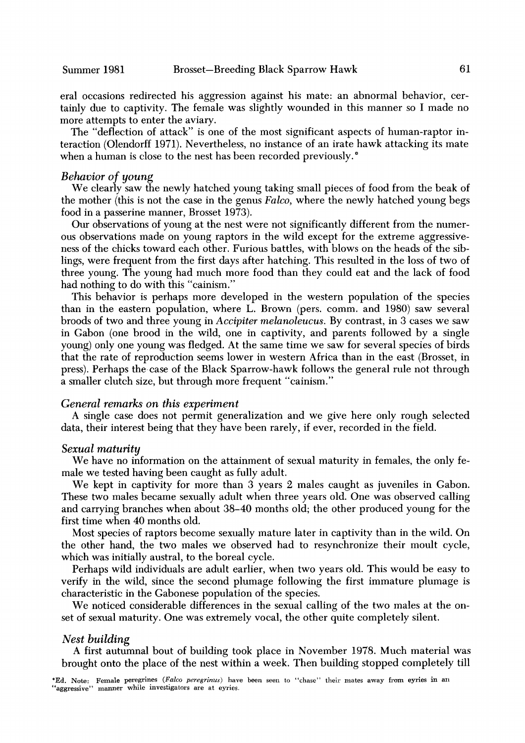eral occasions redirected his aggression against his mate: an abnormal behavior, certainly due to captivity. The female was slightly wounded in this manner so I made no more attempts to enter the aviary.

The "deflection of attack" is one of the most significant aspects of human-raptor interaction (Olendorff 1971). Nevertheless, no instance of an irate hawk attacking its mate when a human is close to the nest has been recorded previously.*

### *Behavior of young*

We clearly saw the newly hatched young taking small pieces of food from the beak of the mother (this is not the case in the genus *Falco*, where the newly hatched young begs food in a passerine manner, Brosset 1973).

Our observations of young at the nest were not significantly different from the numerous observations made on young raptors in the wild except for the extreme aggressiveness of the chicks toward each other. Furious battles, with blows on the heads of the siblings, were frequent from the first days after hatching. This resulted in the loss of two of three young. The young had much more food than they could eat and the lack of food had nothing to do with this "cainism."

This behavior is perhaps more developed in the western population of the species than in the eastern population, where L. Brown (pers. comm. and 1980) saw several broods of two and three young in *Accipiter melanoleucus*. By contrast, in 3 cases we saw in Gabon (one brood in the wild, one in captivity, and parents followed by a single young) only one young was fledged. At the same time we saw for several species of birds that the rate of reproduction seems lower in western Africa than in the east (Brosset, in press). Perhaps the case of the Black Sparrow-hawk follows the general rule not through a smaller clutch size, but through more frequent "cainism."

### *General remarks on this experiment*

A single case does not permit generalization and we give here only rough selected data, their interest being that they have been rarely, if ever, recorded in the field.

### *Sexual maturity*

We have no information on the attainment of sexual maturity in females, the only female we tested having been caught as fully adult.

We kept in captivity for more than 3 years 2 males caught as juveniles in Gabon. These two males became sexually adult when three years old. One was observed calling and carrying branches when about 38–40 months old; the other produced young for the first time when 40 months old.

Most species of raptors become sexually mature later in captivity than in the wild. On the other hand, the two males we observed had to resynchronize their moult cycle, which was initially austral, to the boreal cycle.

Perhaps wild individuals are adult earlier, when two years old. This would be easy to verify in the wild, since the second plumage following the first immature plumage is characteristic in the Gabonese population of the species.

We noticed considerable differences in the sexual calling of the two males at the onset of sexual maturity. One was extremely vocal, the other quite completely silent.

### *Nest building*

A first autumnal bout of building took place in November 1978. Much material was brought onto the place of the nest within a week. Then building stopped completely till

*Ed. Note: Female peregrines (*Falco peregrinus*) have been seen to "chase" their mates away from eyries in an "aggressive" manner while investigators are at eyries.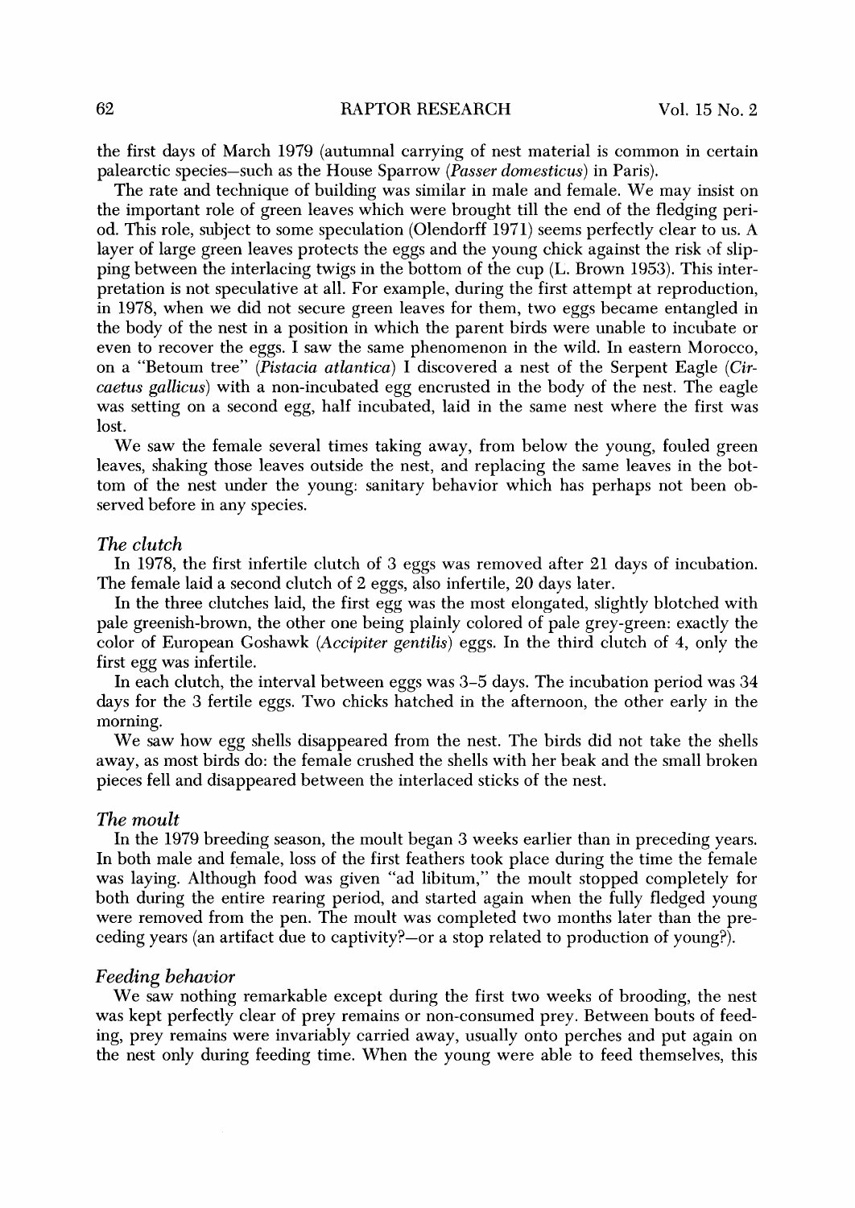the first days of March 1979 (autumnal carrying of nest material is common in certain palearctic species—such as the House Sparrow (*Passer domesticus*) in Paris).

The rate and technique of building was similar in male and female. We may insist on the important role of green leaves which were brought till the end of the fledging period. This role, subject to some speculation (Olendorff 1971) seems perfectly clear to us. A layer of large green leaves protects the eggs and the young chick against the risk of slipping between the interlacing twigs in the bottom of the cup (L. Brown 1953). This interpretation is not speculative at all. For example, during the first attempt at reproduction, in 1978, when we did not secure green leaves for them, two eggs became entangled in the body of the nest in a position in which the parent birds were unable to incubate or even to recover the eggs. I saw the same phenomenon in the wild. In eastern Morocco, on a "Betoum tree" (*Pistacia atlantica*) I discovered a nest of the Serpent Eagle (*Circaetus gallicus*) with a non-incubated egg encrusted in the body of the nest. The eagle was setting on a second egg, half incubated, laid in the same nest where the first was lost.

We saw the female several times taking away, from below the young, fouled green leaves, shaking those leaves outside the nest, and replacing the same leaves in the bottom of the nest under the young: sanitary behavior which has perhaps not been observed before in any species.

### *The clutch*

In 1978, the first infertile clutch of 3 eggs was removed after 21 days of incubation. The female laid a second clutch of 2 eggs, also infertile, 20 days later.

In the three clutches laid, the first egg was the most elongated, slightly blotched with pale greenish-brown, the other one being plainly colored of pale grey-green: exactly the color of European Goshawk (*Accipiter gentilis*) eggs. In the third clutch of 4, only the first egg was infertile.

In each clutch, the interval between eggs was 3–5 days. The incubation period was 34 days for the 3 fertile eggs. Two chicks hatched in the afternoon, the other early in the morning.

We saw how egg shells disappeared from the nest. The birds did not take the shells away, as most birds do: the female crushed the shells with her beak and the small broken pieces fell and disappeared between the interlaced sticks of the nest.

### *The moult*

In the 1979 breeding season, the moult began 3 weeks earlier than in preceding years. In both male and female, loss of the first feathers took place during the time the female was laying. Although food was given "ad libitum," the moult stopped completely for both during the entire rearing period, and started again when the fully fledged young were removed from the pen. The moult was completed two months later than the preceding years (an artifact due to captivity?—or a stop related to production of young?).

### *Feeding behavior*

We saw nothing remarkable except during the first two weeks of brooding, the nest was kept perfectly clear of prey remains or non-consumed prey. Between bouts of feeding, prey remains were invariably carried away, usually onto perches and put again on the nest only during feeding time. When the young were able to feed themselves, this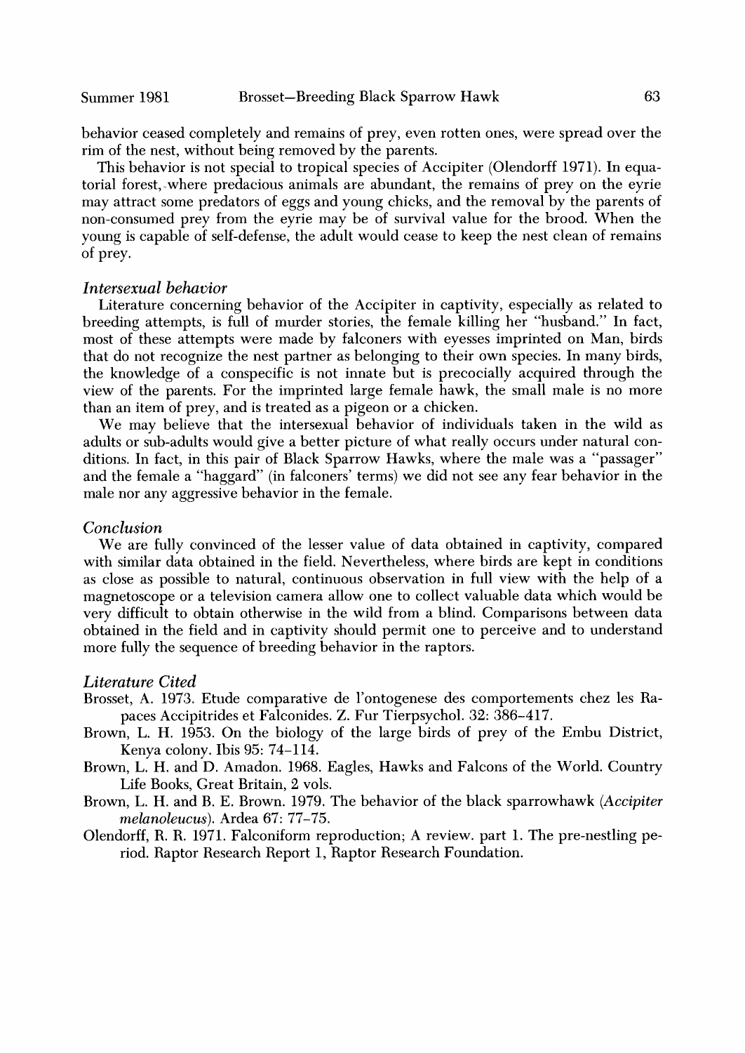behavior ceased completely and remains of prey, even rotten ones, were spread over the rim of the nest, without being removed by the parents.

This behavior is not special to tropical species of Accipiter (Olendorff 1971). In equatorial forest, where predacious animals are abundant, the remains of prey on the eyrie may attract some predators of eggs and young chicks, and the removal by the parents of non-consumed prey from the eyrie may be of survival value for the brood. When the young is capable of self-defense, the adult would cease to keep the nest clean of remains of prey.

### *Intersexual behavior*

Literature concerning behavior of the Accipiter in captivity, especially as related to breeding attempts, is full of murder stories, the female killing her "husband." In fact, most of these attempts were made by falconers with eyesses imprinted on Man, birds that do not recognize the nest partner as belonging to their own species. In many birds, the knowledge of a conspecific is not innate but is precocially acquired through the view of the parents. For the imprinted large female hawk, the small male is no more than an item of prey, and is treated as a pigeon or a chicken.

We may believe that the intersexual behavior of individuals taken in the wild as adults or sub-adults would give a better picture of what really occurs under natural conditions. In fact, in this pair of Black Sparrow Hawks, where the male was a "passager" and the female a "haggard" (in falconers' terms) we did not see any fear behavior in the male nor any aggressive behavior in the female.

### *Conclusion*

We are fully convinced of the lesser value of data obtained in captivity, compared with similar data obtained in the field. Nevertheless, where birds are kept in conditions as close as possible to natural, continuous observation in full view with the help of a magnetoscope or a television camera allow one to collect valuable data which would be very difficult to obtain otherwise in the wild from a blind. Comparisons between data obtained in the field and in captivity should permit one to perceive and to understand more fully the sequence of breeding behavior in the raptors.

### *Literature Cited*

Brosset, A. 1973. Etude comparative de l'ontogenese des comportements chez les Rapaces Accipitrides et Falconides. Z. Fur Tierpsychol. 32: 386–417.

Brown, L. H. 1953. On the biology of the large birds of prey of the Embu District, Kenya colony. Ibis 95: 74–114.

Brown, L. H. and D. Amadon. 1968. Eagles, Hawks and Falcons of the World. Country Life Books, Great Britain, 2 vols.

Brown, L. H. and B. E. Brown. 1979. The behavior of the black sparrowhawk (*Accipiter melanoleucus*). Ardea 67: 77–75.

Olendorff, R. R. 1971. Falconiform reproduction; A review. part 1. The pre-nestling period. Raptor Research Report 1, Raptor Research Foundation.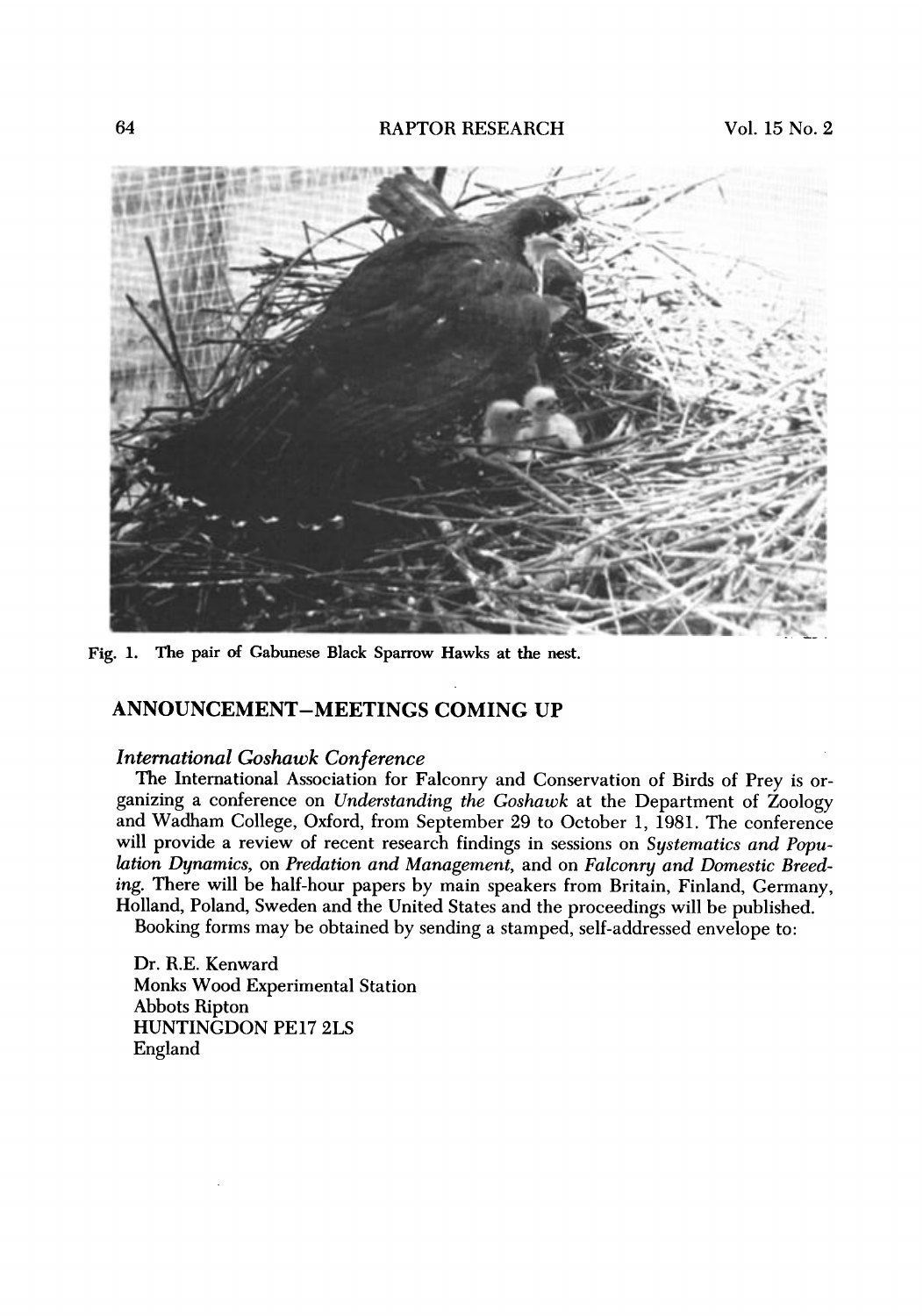Fig. 1. The pair of Gabunese Black Sparrow Hawks at the nest.

## ANNOUNCEMENT—MEETINGS COMING UP

### *International Goshawk Conference*

The International Association for Falconry and Conservation of Birds of Prey is organizing a conference on *Understanding the Goshawk* at the Department of Zoology and Wadham College, Oxford, from September 29 to October 1, 1981. The conference will provide a review of recent research findings in sessions on *Systematics and Population Dynamics*, on *Predation and Management*, and on *Falconry and Domestic Breeding*. There will be half-hour papers by main speakers from Britain, Finland, Germany, Holland, Poland, Sweden and the United States and the proceedings will be published.

Booking forms may be obtained by sending a stamped, self-addressed envelope to:

Dr. R.E. Kenward
Monks Wood Experimental Station
Abbots Ripton
HUNTINGDON PE17 2LS
England